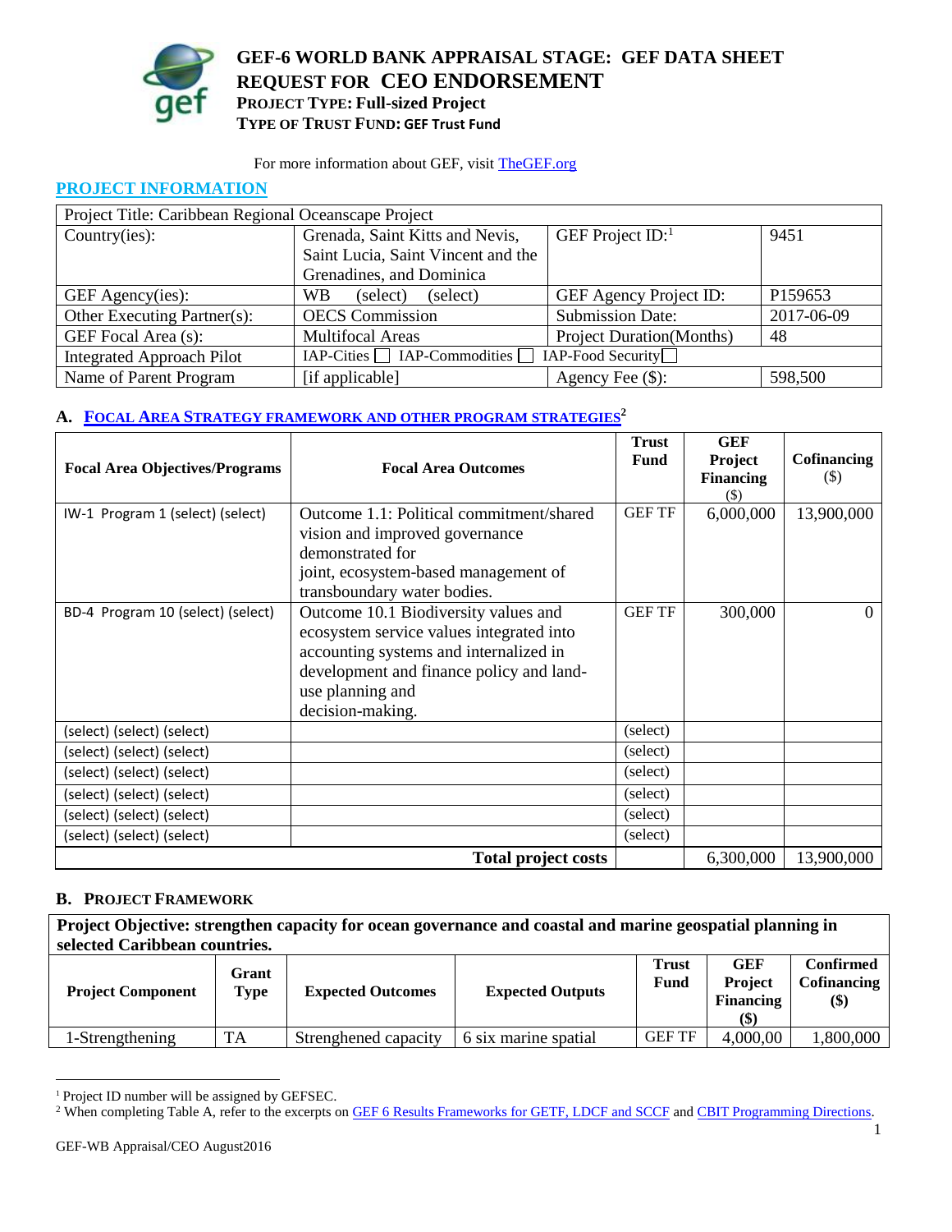# GEF-6 WORLD BANK APPRAISAL STAGE: GEF DATA SHEET
# REQUEST FOR CEO ENDORSEMENT

**PROJECT TYPE: Full-sized Project**
**TYPE OF TRUST FUND: GEF Trust Fund**

For more information about GEF, visit TheGEF.org

## PROJECT INFORMATION

| Project Title: Caribbean Regional Oceanscape Project | | | |
|---|---|---|---|
| Country(ies): | Grenada, Saint Kitts and Nevis, Saint Lucia, Saint Vincent and the Grenadines, and Dominica | GEF Project ID:[1] | 9451 |
| GEF Agency(ies): | WB (select) (select) | GEF Agency Project ID: | P159653 |
| Other Executing Partner(s): | OECS Commission | Submission Date: | 2017-06-09 |
| GEF Focal Area (s): | Multifocal Areas | Project Duration(Months) | 48 |
| Integrated Approach Pilot | IAP-Cities ☐ IAP-Commodities ☐ IAP-Food Security ☐ | | |
| Name of Parent Program | [if applicable] | Agency Fee ($): | 598,500 |

## A. FOCAL AREA STRATEGY FRAMEWORK AND OTHER PROGRAM STRATEGIES[2]

| Focal Area Objectives/Programs | Focal Area Outcomes | Trust Fund | GEF Project Financing ($) | Cofinancing ($) |
|---|---|---|---|---|
| IW-1 Program 1 (select) (select) | Outcome 1.1: Political commitment/shared vision and improved governance demonstrated for joint, ecosystem-based management of transboundary water bodies. | GEF TF | 6,000,000 | 13,900,000 |
| BD-4 Program 10 (select) (select) | Outcome 10.1 Biodiversity values and ecosystem service values integrated into accounting systems and internalized in development and finance policy and land-use planning and decision-making. | GEF TF | 300,000 | 0 |
| (select) (select) (select) | | (select) | | |
| (select) (select) (select) | | (select) | | |
| (select) (select) (select) | | (select) | | |
| (select) (select) (select) | | (select) | | |
| (select) (select) (select) | | (select) | | |
| (select) (select) (select) | | (select) | | |
| **Total project costs** | | | 6,300,000 | 13,900,000 |

## B. PROJECT FRAMEWORK

**Project Objective: strengthen capacity for ocean governance and coastal and marine geospatial planning in selected Caribbean countries.**

| Project Component | Grant Type | Expected Outcomes | Expected Outputs | Trust Fund | GEF Project Financing ($) | Confirmed Cofinancing ($) |
|---|---|---|---|---|---|---|
| 1-Strengthening | TA | Strenghened capacity | 6 six marine spatial | GEF TF | 4,000,00 | 1,800,000 |

---

[1] Project ID number will be assigned by GEFSEC.

[2] When completing Table A, refer to the excerpts on GEF 6 Results Frameworks for GETF, LDCF and SCCF and CBIT Programming Directions.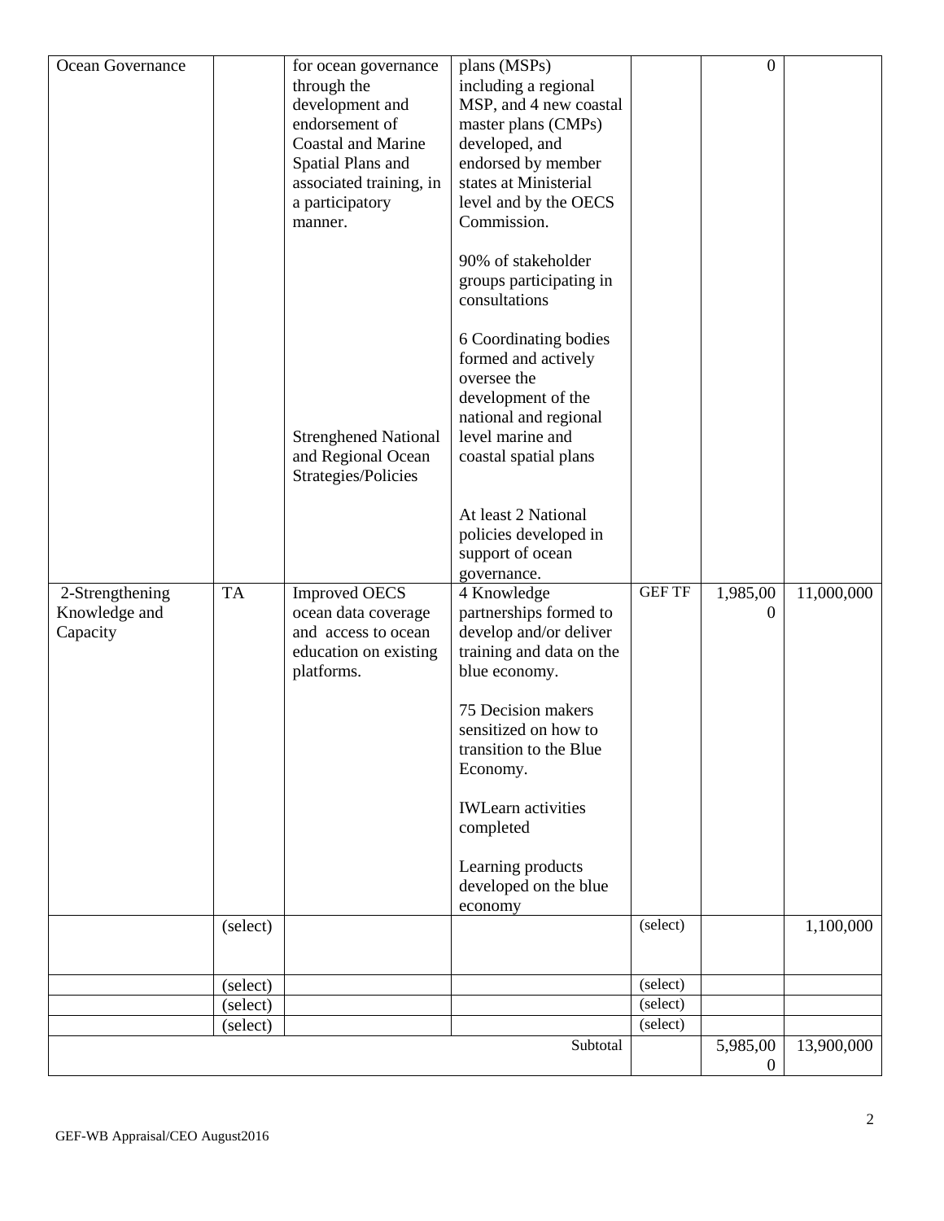| Ocean Governance | | for ocean governance through the development and endorsement of Coastal and Marine Spatial Plans and associated training, in a participatory manner.<br><br>Strenghened National and Regional Ocean Strategies/Policies | plans (MSPs) including a regional MSP, and 4 new coastal master plans (CMPs) developed, and endorsed by member states at Ministerial level and by the OECS Commission.<br><br>90% of stakeholder groups participating in consultations<br><br>6 Coordinating bodies formed and actively oversee the development of the national and regional level marine and coastal spatial plans<br><br>At least 2 National policies developed in support of ocean governance. | | 0 | |
|---|---|---|---|---|---|---|
| 2-Strengthening Knowledge and Capacity | TA | Improved OECS ocean data coverage and access to ocean education on existing platforms. | 4 Knowledge partnerships formed to develop and/or deliver training and data on the blue economy.<br><br>75 Decision makers sensitized on how to transition to the Blue Economy.<br><br>IWLearn activities completed<br><br>Learning products developed on the blue economy | GEF TF | 1,985,000 | 11,000,000 |
| | (select) | | | (select) | | 1,100,000 |
| | (select) | | | (select) | | |
| | (select) | | | (select) | | |
| | (select) | | | (select) | | |
| | | | Subtotal | | 5,985,000 | 13,900,000 |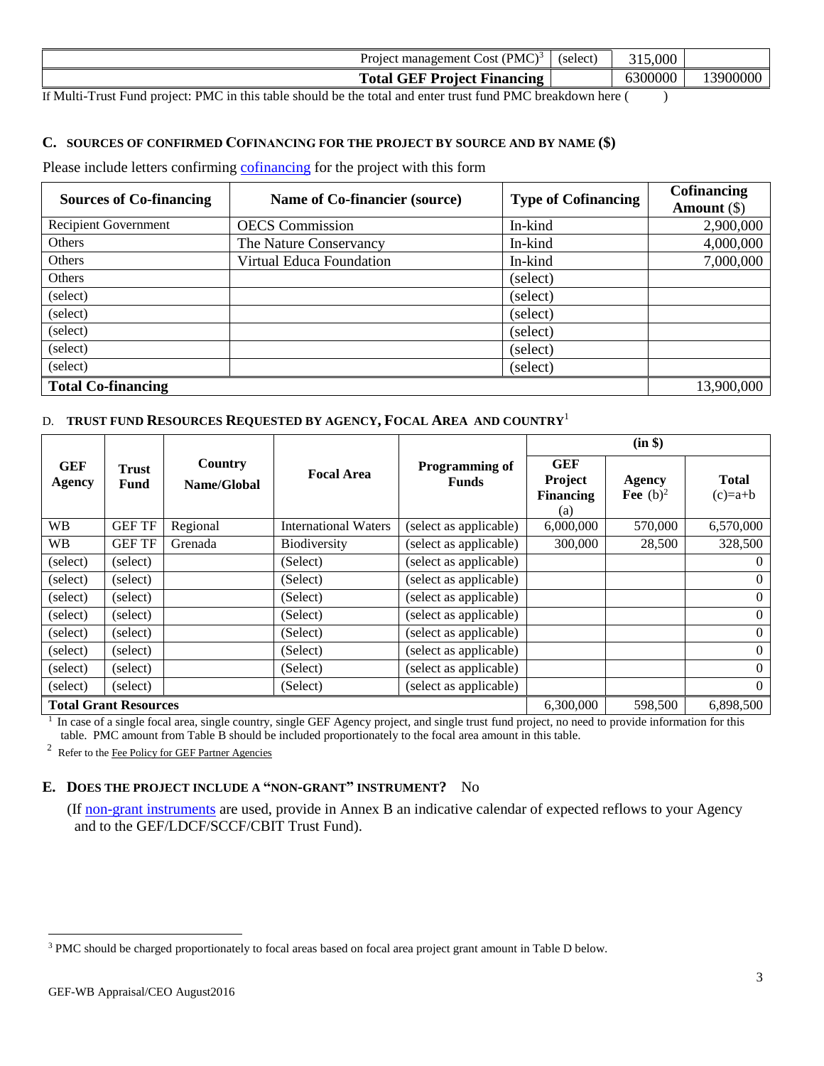| | | | |
|---|---|---|---|
| Project management Cost (PMC)[3] | (select) | 315,000 | |
| **Total GEF Project Financing** | | 6300000 | 13900000 |

If Multi-Trust Fund project: PMC in this table should be the total and enter trust fund PMC breakdown here (        )

## C. SOURCES OF CONFIRMED COFINANCING FOR THE PROJECT BY SOURCE AND BY NAME ($)

Please include letters confirming cofinancing for the project with this form

| Sources of Co-financing | Name of Co-financier (source) | Type of Cofinancing | Cofinancing Amount ($) |
|---|---|---|---|
| Recipient Government | OECS Commission | In-kind | 2,900,000 |
| Others | The Nature Conservancy | In-kind | 4,000,000 |
| Others | Virtual Educa Foundation | In-kind | 7,000,000 |
| Others | | (select) | |
| (select) | | (select) | |
| (select) | | (select) | |
| (select) | | (select) | |
| (select) | | (select) | |
| (select) | | (select) | |
| **Total Co-financing** | | | 13,900,000 |

## D. TRUST FUND RESOURCES REQUESTED BY AGENCY, FOCAL AREA AND COUNTRY[1]

| GEF Agency | Trust Fund | Country Name/Global | Focal Area | Programming of Funds | (in $) | | |
|---|---|---|---|---|---|---|---|
| | | | | | GEF Project Financing (a) | Agency Fee (b)[2] | Total (c)=a+b |
| WB | GEF TF | Regional | International Waters | (select as applicable) | 6,000,000 | 570,000 | 6,570,000 |
| WB | GEF TF | Grenada | Biodiversity | (select as applicable) | 300,000 | 28,500 | 328,500 |
| (select) | (select) | | (Select) | (select as applicable) | | | 0 |
| (select) | (select) | | (Select) | (select as applicable) | | | 0 |
| (select) | (select) | | (Select) | (select as applicable) | | | 0 |
| (select) | (select) | | (Select) | (select as applicable) | | | 0 |
| (select) | (select) | | (Select) | (select as applicable) | | | 0 |
| (select) | (select) | | (Select) | (select as applicable) | | | 0 |
| (select) | (select) | | (Select) | (select as applicable) | | | 0 |
| (select) | (select) | | (Select) | (select as applicable) | | | 0 |
| **Total Grant Resources** | | | | | 6,300,000 | 598,500 | 6,898,500 |

[1] In case of a single focal area, single country, single GEF Agency project, and single trust fund project, no need to provide information for this table. PMC amount from Table B should be included proportionately to the focal area amount in this table.

[2] Refer to the Fee Policy for GEF Partner Agencies

## E. DOES THE PROJECT INCLUDE A "NON-GRANT" INSTRUMENT? No

(If non-grant instruments are used, provide in Annex B an indicative calendar of expected reflows to your Agency and to the GEF/LDCF/SCCF/CBIT Trust Fund).

[3] PMC should be charged proportionately to focal areas based on focal area project grant amount in Table D below.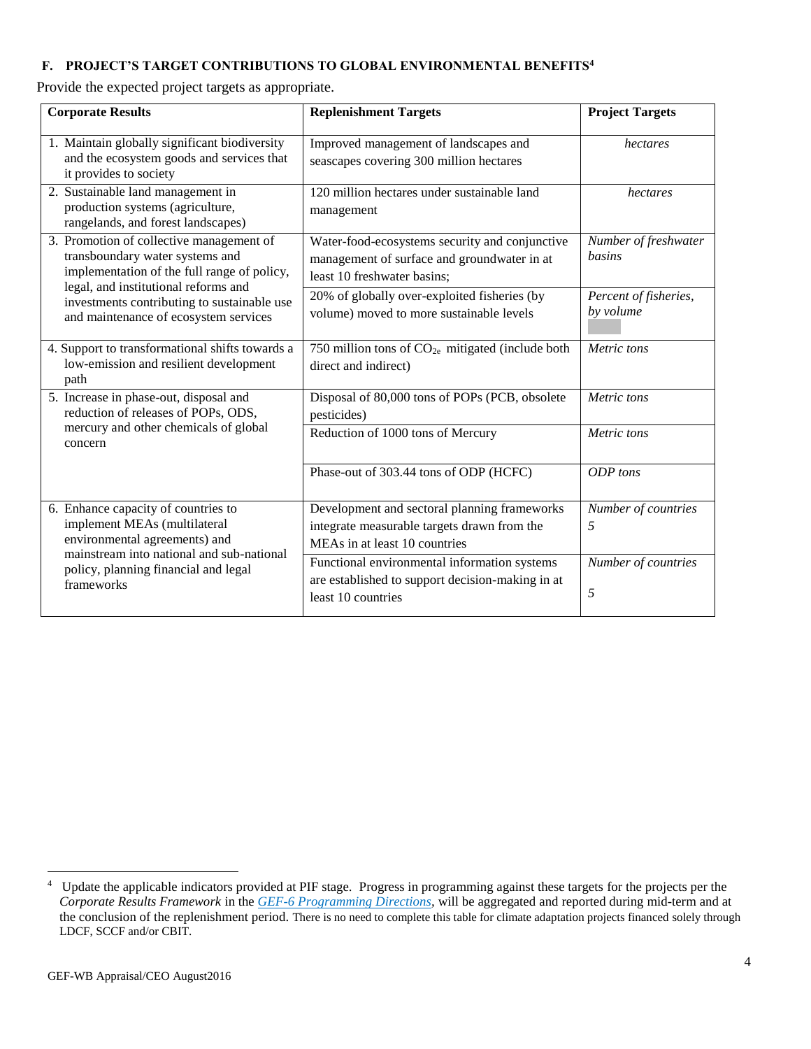## F. PROJECT'S TARGET CONTRIBUTIONS TO GLOBAL ENVIRONMENTAL BENEFITS[4]

Provide the expected project targets as appropriate.

| Corporate Results | Replenishment Targets | Project Targets |
|---|---|---|
| 1. Maintain globally significant biodiversity and the ecosystem goods and services that it provides to society | Improved management of landscapes and seascapes covering 300 million hectares | *hectares* |
| 2. Sustainable land management in production systems (agriculture, rangelands, and forest landscapes) | 120 million hectares under sustainable land management | *hectares* |
| 3. Promotion of collective management of transboundary water systems and implementation of the full range of policy, legal, and institutional reforms and investments contributing to sustainable use and maintenance of ecosystem services | Water-food-ecosystems security and conjunctive management of surface and groundwater in at least 10 freshwater basins; | *Number of freshwater basins* |
| | 20% of globally over-exploited fisheries (by volume) moved to more sustainable levels | *Percent of fisheries, by volume* |
| 4. Support to transformational shifts towards a low-emission and resilient development path | 750 million tons of $CO_{2e}$ mitigated (include both direct and indirect) | *Metric tons* |
| 5. Increase in phase-out, disposal and reduction of releases of POPs, ODS, mercury and other chemicals of global concern | Disposal of 80,000 tons of POPs (PCB, obsolete pesticides) | *Metric tons* |
| | Reduction of 1000 tons of Mercury | *Metric tons* |
| | Phase-out of 303.44 tons of ODP (HCFC) | *ODP tons* |
| 6. Enhance capacity of countries to implement MEAs (multilateral environmental agreements) and mainstream into national and sub-national policy, planning financial and legal frameworks | Development and sectoral planning frameworks integrate measurable targets drawn from the MEAs in at least 10 countries | *Number of countries* *5* |
| | Functional environmental information systems are established to support decision-making in at least 10 countries | *Number of countries* *5* |

---

[4] Update the applicable indicators provided at PIF stage. Progress in programming against these targets for the projects per the *Corporate Results Framework* in the *GEF-6 Programming Directions*, will be aggregated and reported during mid-term and at the conclusion of the replenishment period. There is no need to complete this table for climate adaptation projects financed solely through LDCF, SCCF and/or CBIT.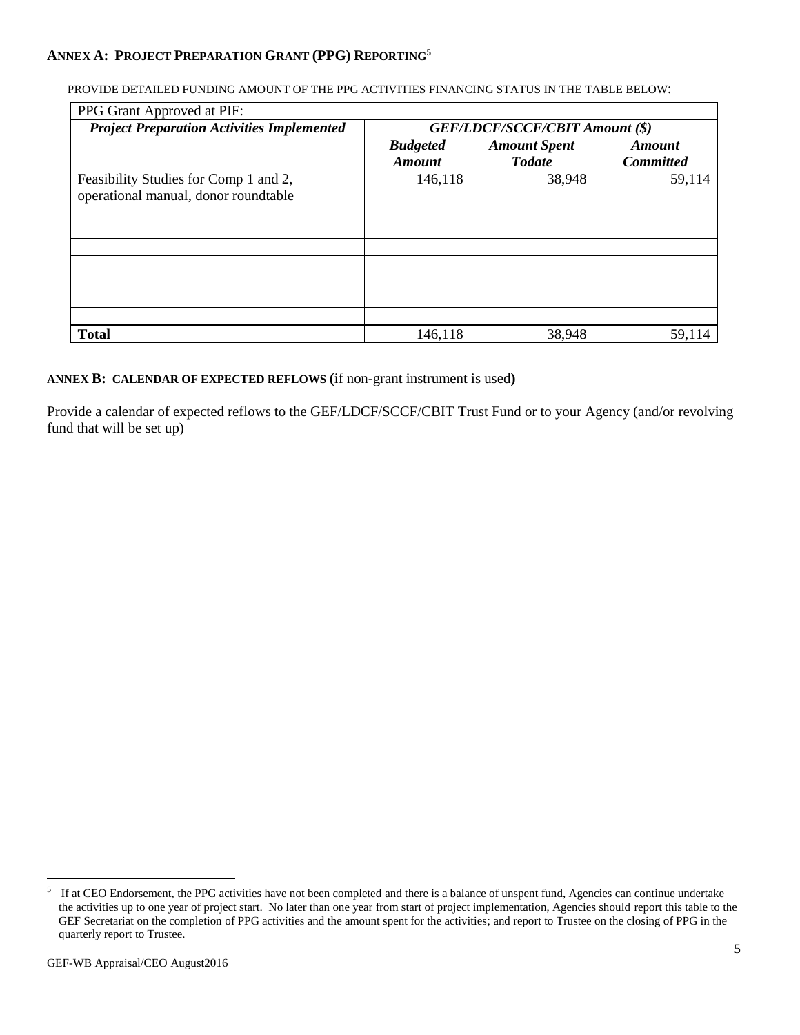## ANNEX A: PROJECT PREPARATION GRANT (PPG) REPORTING[5]

PROVIDE DETAILED FUNDING AMOUNT OF THE PPG ACTIVITIES FINANCING STATUS IN THE TABLE BELOW:

| PPG Grant Approved at PIF: | | | |
|---|---|---|---|
| ***Project Preparation Activities Implemented*** | ***GEF/LDCF/SCCF/CBIT Amount ($)*** | | |
| | ***Budgeted Amount*** | ***Amount Spent Todate*** | ***Amount Committed*** |
| Feasibility Studies for Comp 1 and 2, operational manual, donor roundtable | 146,118 | 38,948 | 59,114 |
| | | | |
| | | | |
| | | | |
| | | | |
| | | | |
| | | | |
| | | | |
| **Total** | 146,118 | 38,948 | 59,114 |

## ANNEX B: CALENDAR OF EXPECTED REFLOWS (if non-grant instrument is used)

Provide a calendar of expected reflows to the GEF/LDCF/SCCF/CBIT Trust Fund or to your Agency (and/or revolving fund that will be set up)

[5] If at CEO Endorsement, the PPG activities have not been completed and there is a balance of unspent fund, Agencies can continue undertake the activities up to one year of project start. No later than one year from start of project implementation, Agencies should report this table to the GEF Secretariat on the completion of PPG activities and the amount spent for the activities; and report to Trustee on the closing of PPG in the quarterly report to Trustee.